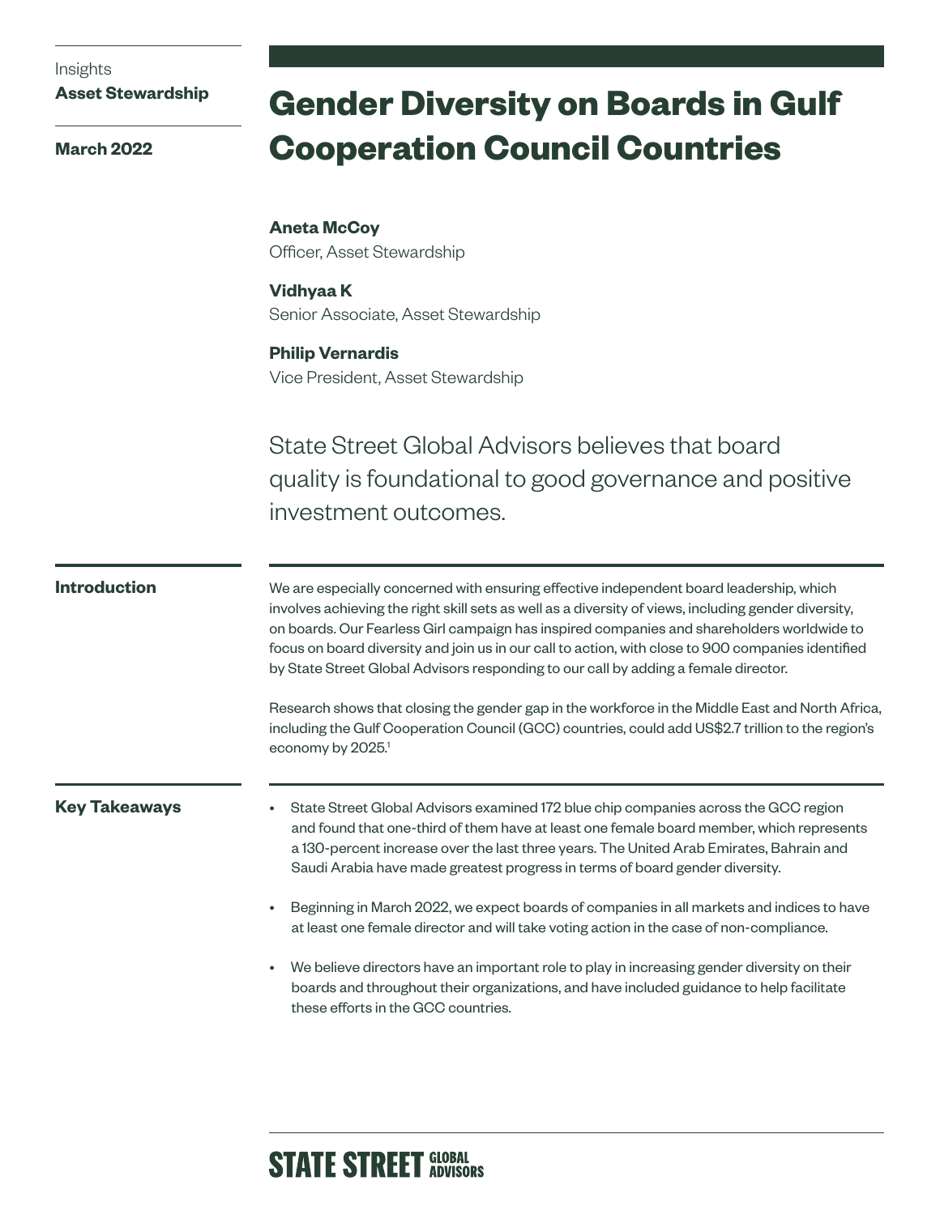Insights
**Asset Stewardship**

**March 2022**

# Gender Diversity on Boards in Gulf Cooperation Council Countries

**Aneta McCoy**
Officer, Asset Stewardship

**Vidhyaa K**
Senior Associate, Asset Stewardship

**Philip Vernardis**
Vice President, Asset Stewardship

State Street Global Advisors believes that board quality is foundational to good governance and positive investment outcomes.

## Introduction

We are especially concerned with ensuring effective independent board leadership, which involves achieving the right skill sets as well as a diversity of views, including gender diversity, on boards. Our Fearless Girl campaign has inspired companies and shareholders worldwide to focus on board diversity and join us in our call to action, with close to 900 companies identified by State Street Global Advisors responding to our call by adding a female director.

Research shows that closing the gender gap in the workforce in the Middle East and North Africa, including the Gulf Cooperation Council (GCC) countries, could add US$2.7 trillion to the region's economy by 2025.[1]

## Key Takeaways

- State Street Global Advisors examined 172 blue chip companies across the GCC region and found that one-third of them have at least one female board member, which represents a 130-percent increase over the last three years. The United Arab Emirates, Bahrain and Saudi Arabia have made greatest progress in terms of board gender diversity.
- Beginning in March 2022, we expect boards of companies in all markets and indices to have at least one female director and will take voting action in the case of non-compliance.
- We believe directors have an important role to play in increasing gender diversity on their boards and throughout their organizations, and have included guidance to help facilitate these efforts in the GCC countries.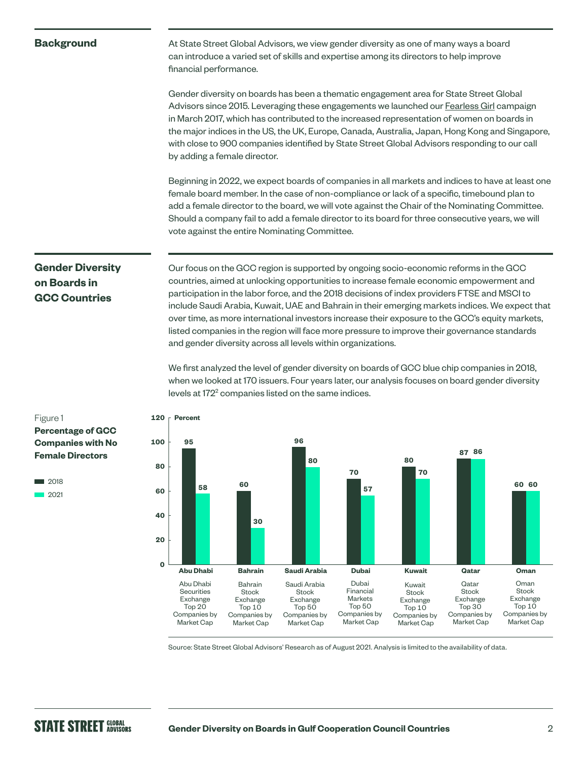## Background

At State Street Global Advisors, we view gender diversity as one of many ways a board can introduce a varied set of skills and expertise among its directors to help improve financial performance.

Gender diversity on boards has been a thematic engagement area for State Street Global Advisors since 2015. Leveraging these engagements we launched our Fearless Girl campaign in March 2017, which has contributed to the increased representation of women on boards in the major indices in the US, the UK, Europe, Canada, Australia, Japan, Hong Kong and Singapore, with close to 900 companies identified by State Street Global Advisors responding to our call by adding a female director.

Beginning in 2022, we expect boards of companies in all markets and indices to have at least one female board member. In the case of non-compliance or lack of a specific, timebound plan to add a female director to the board, we will vote against the Chair of the Nominating Committee. Should a company fail to add a female director to its board for three consecutive years, we will vote against the entire Nominating Committee.

## Gender Diversity on Boards in GCC Countries

Our focus on the GCC region is supported by ongoing socio-economic reforms in the GCC countries, aimed at unlocking opportunities to increase female economic empowerment and participation in the labor force, and the 2018 decisions of index providers FTSE and MSCI to include Saudi Arabia, Kuwait, UAE and Bahrain in their emerging markets indices. We expect that over time, as more international investors increase their exposure to the GCC's equity markets, listed companies in the region will face more pressure to improve their governance standards and gender diversity across all levels within organizations.

We first analyzed the level of gender diversity on boards of GCC blue chip companies in 2018, when we looked at 170 issuers. Four years later, our analysis focuses on board gender diversity levels at 172[2] companies listed on the same indices.

Figure 1
**Percentage of GCC Companies with No Female Directors**

| Market | Index | 2018 (Percent) | 2021 (Percent) |
|---|---|---|---|
| Abu Dhabi | Abu Dhabi Securities Exchange Top 20 Companies by Market Cap | 95 | 58 |
| Bahrain | Bahrain Stock Exchange Top 10 Companies by Market Cap | 60 | 30 |
| Saudi Arabia | Saudi Arabia Stock Exchange Top 50 Companies by Market Cap | 96 | 80 |
| Dubai | Dubai Financial Markets Top 50 Companies by Market Cap | 70 | 57 |
| Kuwait | Kuwait Stock Exchange Top 10 Companies by Market Cap | 80 | 70 |
| Qatar | Qatar Stock Exchange Top 30 Companies by Market Cap | 87 | 86 |
| Oman | Oman Stock Exchange Top 10 Companies by Market Cap | 60 | 60 |

Source: State Street Global Advisors' Research as of August 2021. Analysis is limited to the availability of data.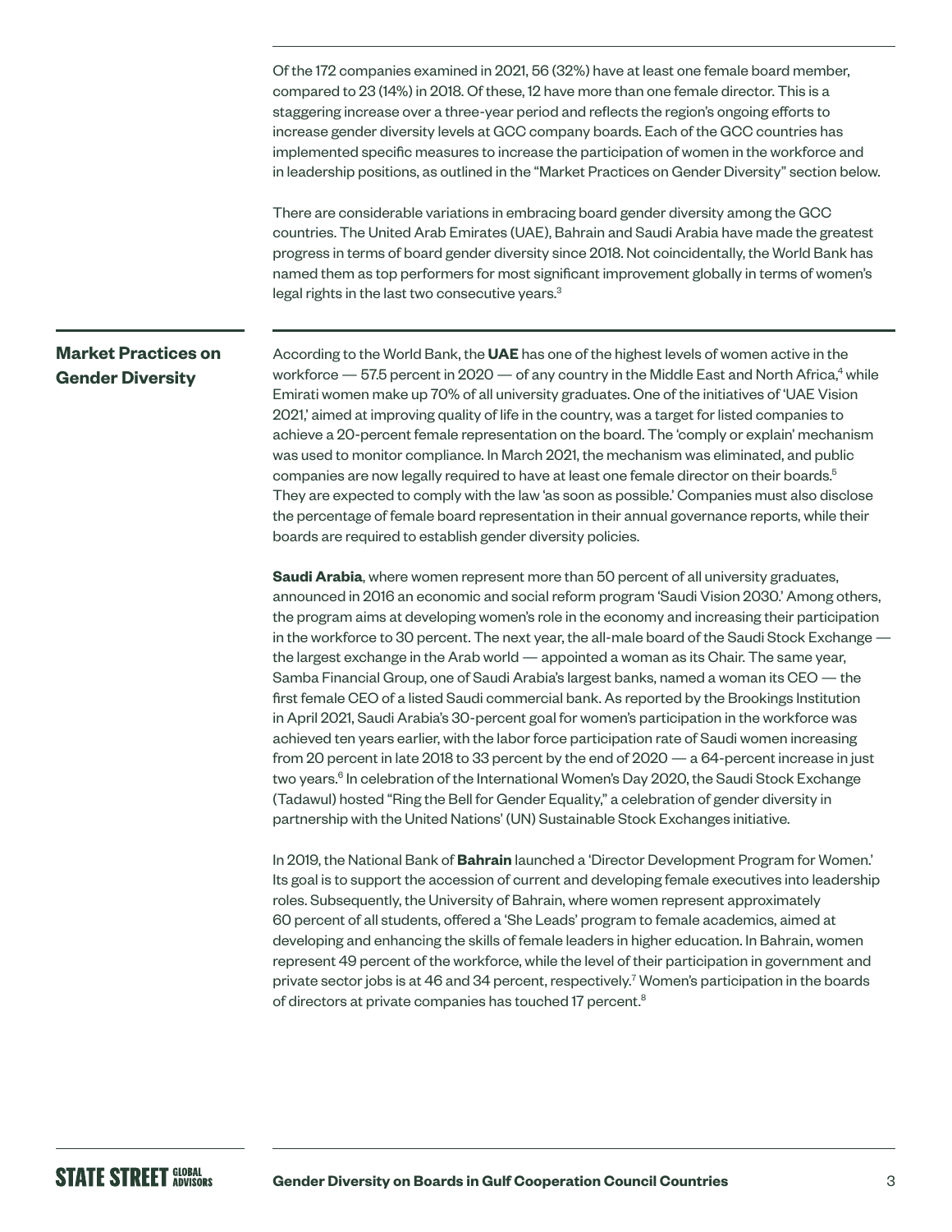Of the 172 companies examined in 2021, 56 (32%) have at least one female board member, compared to 23 (14%) in 2018. Of these, 12 have more than one female director. This is a staggering increase over a three-year period and reflects the region's ongoing efforts to increase gender diversity levels at GCC company boards. Each of the GCC countries has implemented specific measures to increase the participation of women in the workforce and in leadership positions, as outlined in the "Market Practices on Gender Diversity" section below.

There are considerable variations in embracing board gender diversity among the GCC countries. The United Arab Emirates (UAE), Bahrain and Saudi Arabia have made the greatest progress in terms of board gender diversity since 2018. Not coincidentally, the World Bank has named them as top performers for most significant improvement globally in terms of women's legal rights in the last two consecutive years.[3]

## Market Practices on Gender Diversity

According to the World Bank, the **UAE** has one of the highest levels of women active in the workforce — 57.5 percent in 2020 — of any country in the Middle East and North Africa,[4] while Emirati women make up 70% of all university graduates. One of the initiatives of 'UAE Vision 2021,' aimed at improving quality of life in the country, was a target for listed companies to achieve a 20-percent female representation on the board. The 'comply or explain' mechanism was used to monitor compliance. In March 2021, the mechanism was eliminated, and public companies are now legally required to have at least one female director on their boards.[5] They are expected to comply with the law 'as soon as possible.' Companies must also disclose the percentage of female board representation in their annual governance reports, while their boards are required to establish gender diversity policies.

**Saudi Arabia**, where women represent more than 50 percent of all university graduates, announced in 2016 an economic and social reform program 'Saudi Vision 2030.' Among others, the program aims at developing women's role in the economy and increasing their participation in the workforce to 30 percent. The next year, the all-male board of the Saudi Stock Exchange — the largest exchange in the Arab world — appointed a woman as its Chair. The same year, Samba Financial Group, one of Saudi Arabia's largest banks, named a woman its CEO — the first female CEO of a listed Saudi commercial bank. As reported by the Brookings Institution in April 2021, Saudi Arabia's 30-percent goal for women's participation in the workforce was achieved ten years earlier, with the labor force participation rate of Saudi women increasing from 20 percent in late 2018 to 33 percent by the end of 2020 — a 64-percent increase in just two years.[6] In celebration of the International Women's Day 2020, the Saudi Stock Exchange (Tadawul) hosted "Ring the Bell for Gender Equality," a celebration of gender diversity in partnership with the United Nations' (UN) Sustainable Stock Exchanges initiative.

In 2019, the National Bank of **Bahrain** launched a 'Director Development Program for Women.' Its goal is to support the accession of current and developing female executives into leadership roles. Subsequently, the University of Bahrain, where women represent approximately 60 percent of all students, offered a 'She Leads' program to female academics, aimed at developing and enhancing the skills of female leaders in higher education. In Bahrain, women represent 49 percent of the workforce, while the level of their participation in government and private sector jobs is at 46 and 34 percent, respectively.[7] Women's participation in the boards of directors at private companies has touched 17 percent.[8]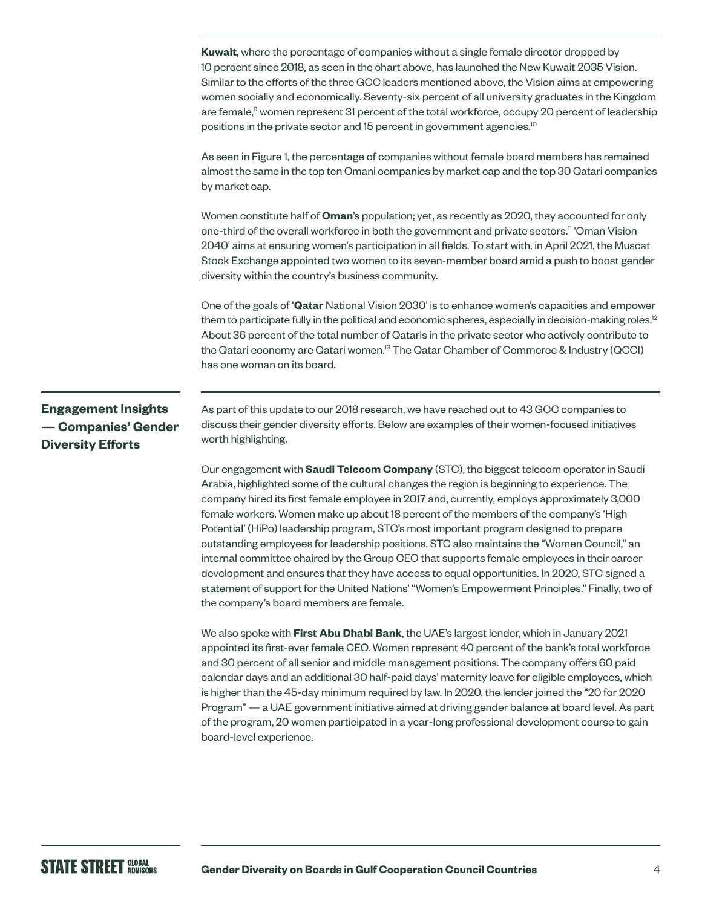**Kuwait**, where the percentage of companies without a single female director dropped by 10 percent since 2018, as seen in the chart above, has launched the New Kuwait 2035 Vision. Similar to the efforts of the three GCC leaders mentioned above, the Vision aims at empowering women socially and economically. Seventy-six percent of all university graduates in the Kingdom are female,[9] women represent 31 percent of the total workforce, occupy 20 percent of leadership positions in the private sector and 15 percent in government agencies.[10]

As seen in Figure 1, the percentage of companies without female board members has remained almost the same in the top ten Omani companies by market cap and the top 30 Qatari companies by market cap.

Women constitute half of **Oman**'s population; yet, as recently as 2020, they accounted for only one-third of the overall workforce in both the government and private sectors.[11] 'Oman Vision 2040' aims at ensuring women's participation in all fields. To start with, in April 2021, the Muscat Stock Exchange appointed two women to its seven-member board amid a push to boost gender diversity within the country's business community.

One of the goals of '**Qatar** National Vision 2030' is to enhance women's capacities and empower them to participate fully in the political and economic spheres, especially in decision-making roles.[12] About 36 percent of the total number of Qataris in the private sector who actively contribute to the Qatari economy are Qatari women.[13] The Qatar Chamber of Commerce & Industry (QCCI) has one woman on its board.

## Engagement Insights — Companies' Gender Diversity Efforts

As part of this update to our 2018 research, we have reached out to 43 GCC companies to discuss their gender diversity efforts. Below are examples of their women-focused initiatives worth highlighting.

Our engagement with **Saudi Telecom Company** (STC), the biggest telecom operator in Saudi Arabia, highlighted some of the cultural changes the region is beginning to experience. The company hired its first female employee in 2017 and, currently, employs approximately 3,000 female workers. Women make up about 18 percent of the members of the company's 'High Potential' (HiPo) leadership program, STC's most important program designed to prepare outstanding employees for leadership positions. STC also maintains the "Women Council," an internal committee chaired by the Group CEO that supports female employees in their career development and ensures that they have access to equal opportunities. In 2020, STC signed a statement of support for the United Nations' "Women's Empowerment Principles." Finally, two of the company's board members are female.

We also spoke with **First Abu Dhabi Bank**, the UAE's largest lender, which in January 2021 appointed its first-ever female CEO. Women represent 40 percent of the bank's total workforce and 30 percent of all senior and middle management positions. The company offers 60 paid calendar days and an additional 30 half-paid days' maternity leave for eligible employees, which is higher than the 45-day minimum required by law. In 2020, the lender joined the "20 for 2020 Program" — a UAE government initiative aimed at driving gender balance at board level. As part of the program, 20 women participated in a year-long professional development course to gain board-level experience.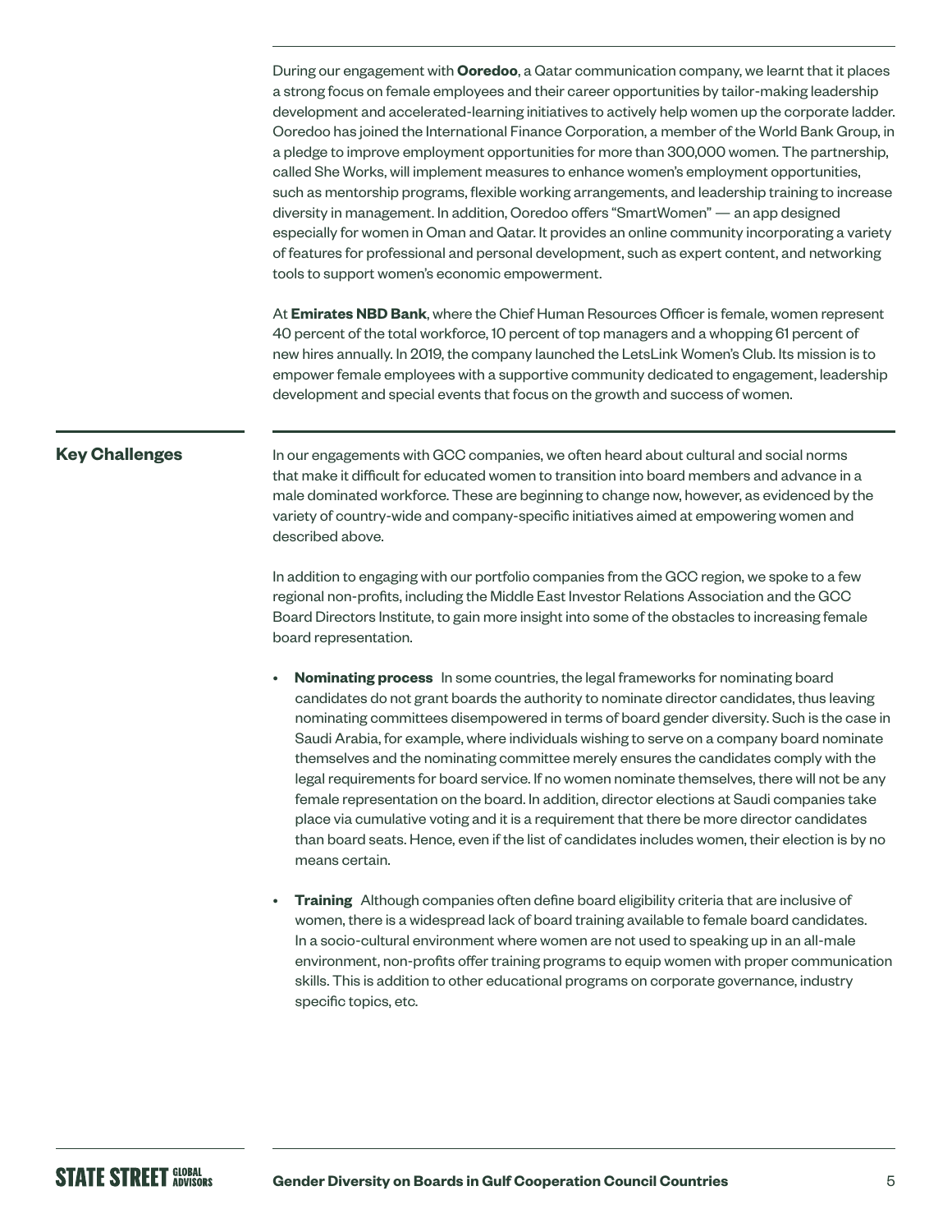During our engagement with **Ooredoo**, a Qatar communication company, we learnt that it places a strong focus on female employees and their career opportunities by tailor-making leadership development and accelerated-learning initiatives to actively help women up the corporate ladder. Ooredoo has joined the International Finance Corporation, a member of the World Bank Group, in a pledge to improve employment opportunities for more than 300,000 women. The partnership, called She Works, will implement measures to enhance women's employment opportunities, such as mentorship programs, flexible working arrangements, and leadership training to increase diversity in management. In addition, Ooredoo offers "SmartWomen" — an app designed especially for women in Oman and Qatar. It provides an online community incorporating a variety of features for professional and personal development, such as expert content, and networking tools to support women's economic empowerment.

At **Emirates NBD Bank**, where the Chief Human Resources Officer is female, women represent 40 percent of the total workforce, 10 percent of top managers and a whopping 61 percent of new hires annually. In 2019, the company launched the LetsLink Women's Club. Its mission is to empower female employees with a supportive community dedicated to engagement, leadership development and special events that focus on the growth and success of women.

## Key Challenges

In our engagements with GCC companies, we often heard about cultural and social norms that make it difficult for educated women to transition into board members and advance in a male dominated workforce. These are beginning to change now, however, as evidenced by the variety of country-wide and company-specific initiatives aimed at empowering women and described above.

In addition to engaging with our portfolio companies from the GCC region, we spoke to a few regional non-profits, including the Middle East Investor Relations Association and the GCC Board Directors Institute, to gain more insight into some of the obstacles to increasing female board representation.

- **Nominating process** In some countries, the legal frameworks for nominating board candidates do not grant boards the authority to nominate director candidates, thus leaving nominating committees disempowered in terms of board gender diversity. Such is the case in Saudi Arabia, for example, where individuals wishing to serve on a company board nominate themselves and the nominating committee merely ensures the candidates comply with the legal requirements for board service. If no women nominate themselves, there will not be any female representation on the board. In addition, director elections at Saudi companies take place via cumulative voting and it is a requirement that there be more director candidates than board seats. Hence, even if the list of candidates includes women, their election is by no means certain.

- **Training** Although companies often define board eligibility criteria that are inclusive of women, there is a widespread lack of board training available to female board candidates. In a socio-cultural environment where women are not used to speaking up in an all-male environment, non-profits offer training programs to equip women with proper communication skills. This is addition to other educational programs on corporate governance, industry specific topics, etc.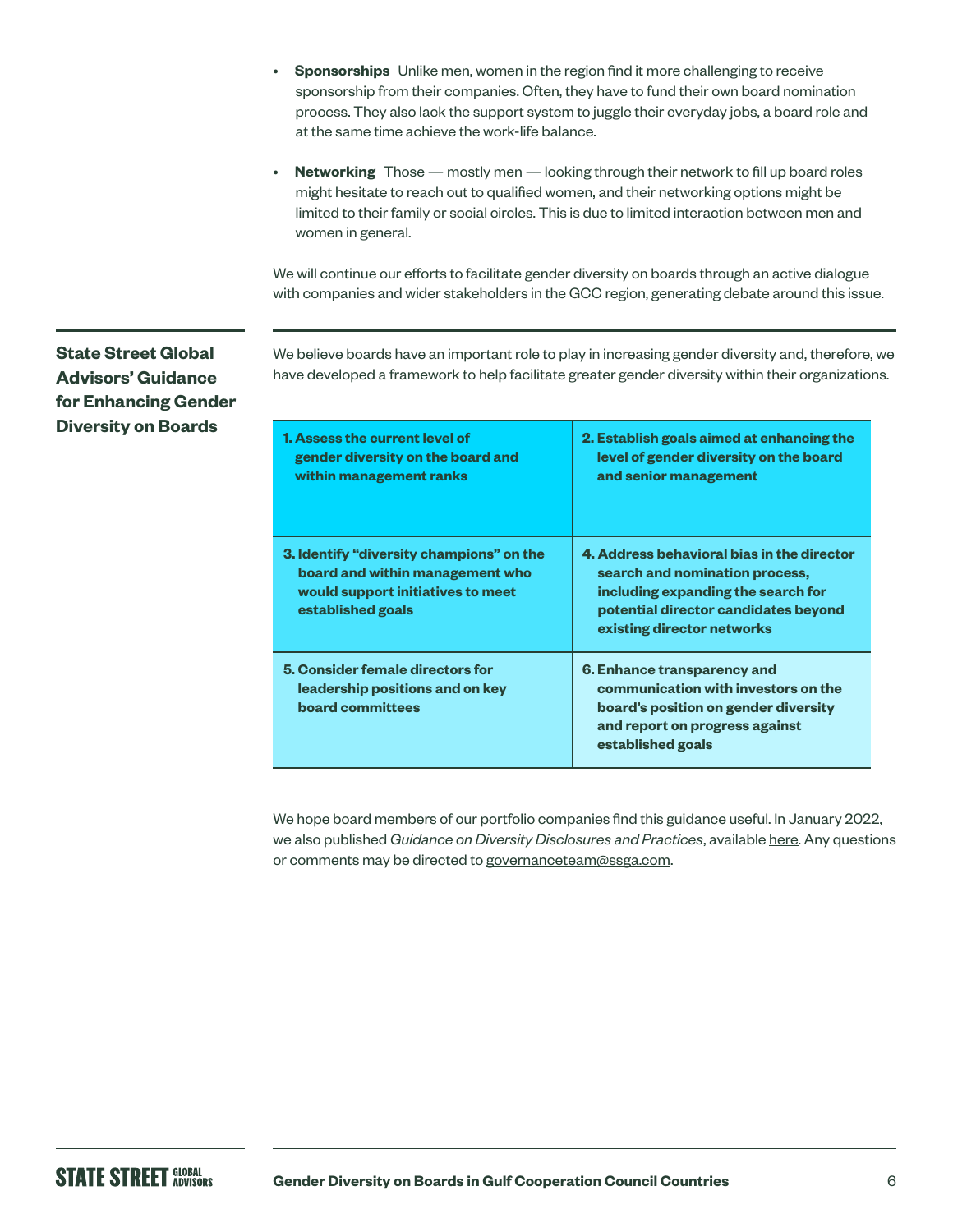- **Sponsorships** Unlike men, women in the region find it more challenging to receive sponsorship from their companies. Often, they have to fund their own board nomination process. They also lack the support system to juggle their everyday jobs, a board role and at the same time achieve the work-life balance.
- **Networking** Those — mostly men — looking through their network to fill up board roles might hesitate to reach out to qualified women, and their networking options might be limited to their family or social circles. This is due to limited interaction between men and women in general.

We will continue our efforts to facilitate gender diversity on boards through an active dialogue with companies and wider stakeholders in the GCC region, generating debate around this issue.

## State Street Global Advisors' Guidance for Enhancing Gender Diversity on Boards

We believe boards have an important role to play in increasing gender diversity and, therefore, we have developed a framework to help facilitate greater gender diversity within their organizations.

| | |
|---|---|
| **1. Assess the current level of gender diversity on the board and within management ranks** | **2. Establish goals aimed at enhancing the level of gender diversity on the board and senior management** |
| **3. Identify "diversity champions" on the board and within management who would support initiatives to meet established goals** | **4. Address behavioral bias in the director search and nomination process, including expanding the search for potential director candidates beyond existing director networks** |
| **5. Consider female directors for leadership positions and on key board committees** | **6. Enhance transparency and communication with investors on the board's position on gender diversity and report on progress against established goals** |

We hope board members of our portfolio companies find this guidance useful. In January 2022, we also published *Guidance on Diversity Disclosures and Practices*, available here. Any questions or comments may be directed to governanceteam@ssga.com.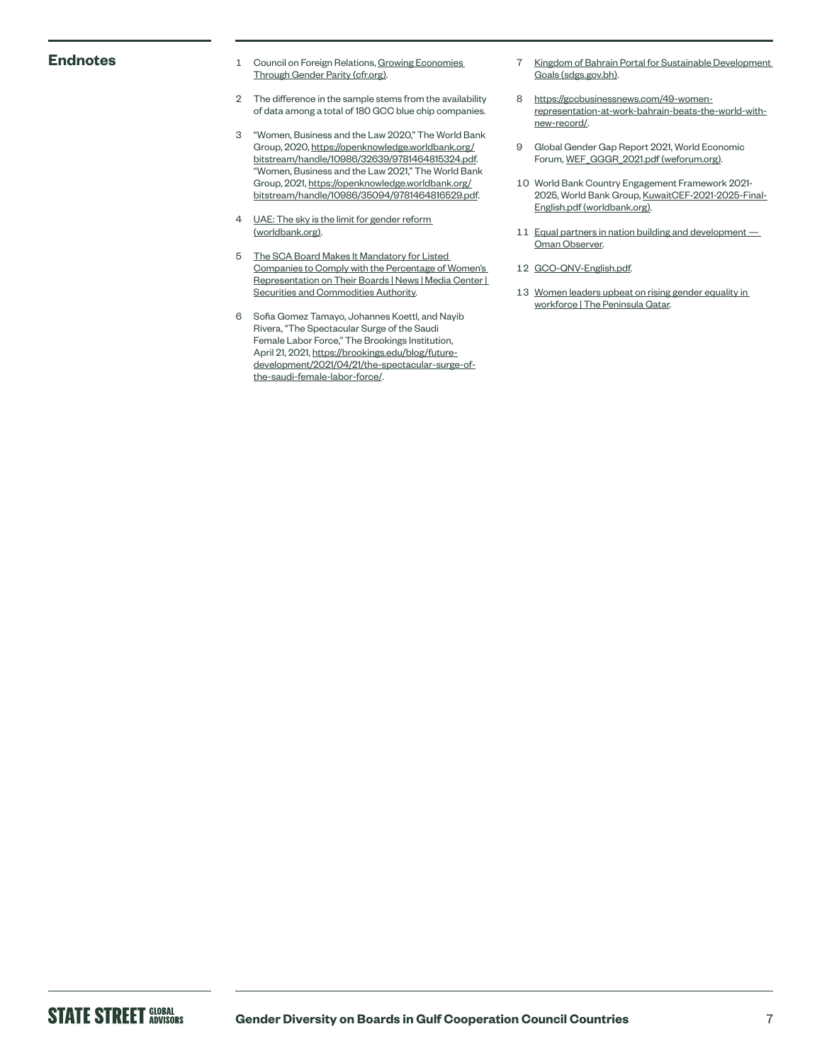## Endnotes

1. Council on Foreign Relations, Growing Economies Through Gender Parity (cfr.org).
2. The difference in the sample stems from the availability of data among a total of 180 GCC blue chip companies.
3. "Women, Business and the Law 2020," The World Bank Group, 2020, https://openknowledge.worldbank.org/bitstream/handle/10986/32639/9781464815324.pdf. "Women, Business and the Law 2021," The World Bank Group, 2021, https://openknowledge.worldbank.org/bitstream/handle/10986/35094/9781464816529.pdf.
4. UAE: The sky is the limit for gender reform (worldbank.org).
5. The SCA Board Makes It Mandatory for Listed Companies to Comply with the Percentage of Women's Representation on Their Boards | News | Media Center | Securities and Commodities Authority.
6. Sofia Gomez Tamayo, Johannes Koettl, and Nayib Rivera, "The Spectacular Surge of the Saudi Female Labor Force," The Brookings Institution, April 21, 2021, https://brookings.edu/blog/future-development/2021/04/21/the-spectacular-surge-of-the-saudi-female-labor-force/.
7. Kingdom of Bahrain Portal for Sustainable Development Goals (sdgs.gov.bh).
8. https://gccbusinessnews.com/49-women-representation-at-work-bahrain-beats-the-world-with-new-record/.
9. Global Gender Gap Report 2021, World Economic Forum, WEF_GGGR_2021.pdf (weforum.org).
10. World Bank Country Engagement Framework 2021-2025, World Bank Group, KuwaitCEF-2021-2025-Final-English.pdf (worldbank.org).
11. Equal partners in nation building and development — Oman Observer.
12. GCO-QNV-English.pdf.
13. Women leaders upbeat on rising gender equality in workforce | The Peninsula Qatar.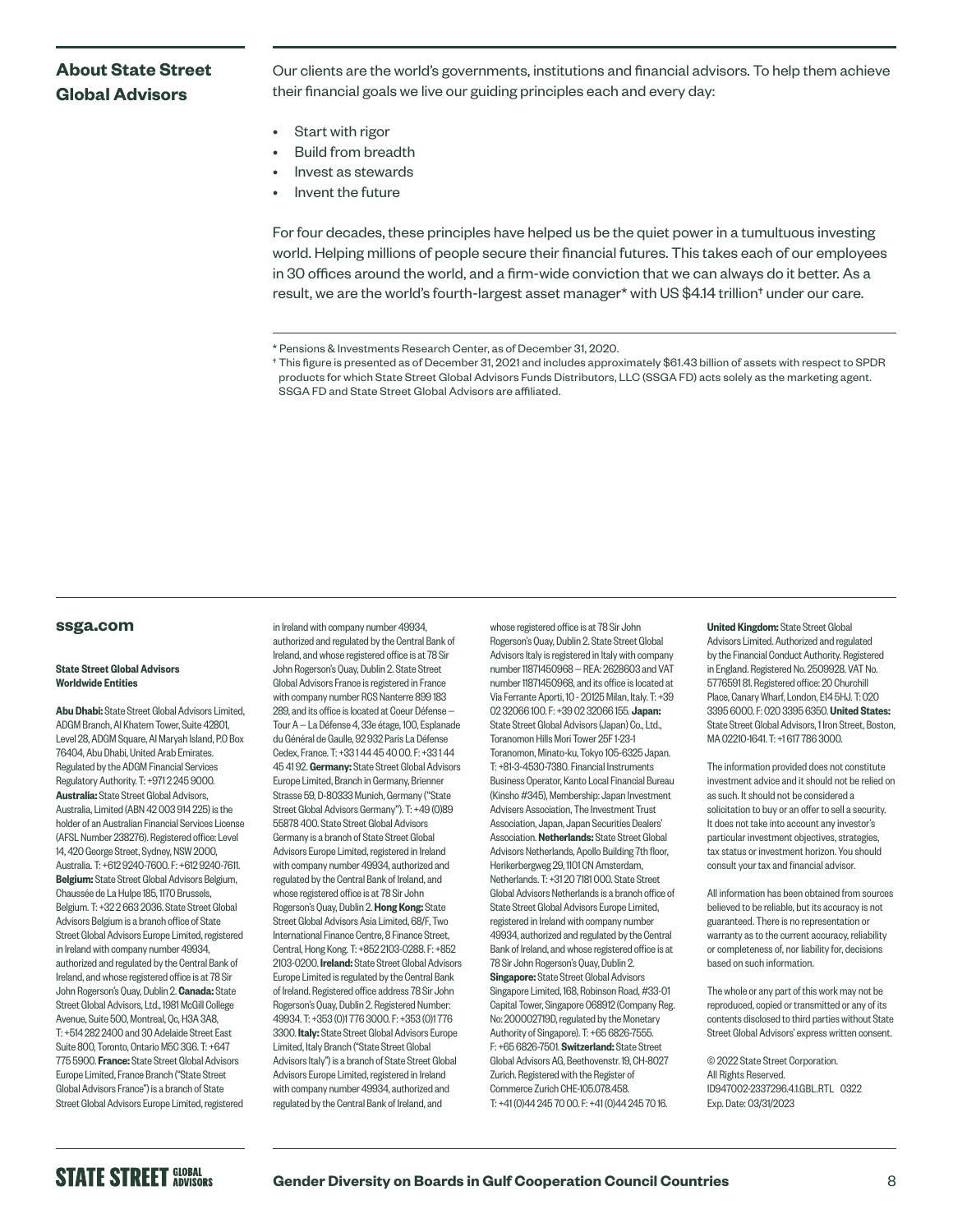## About State Street Global Advisors

Our clients are the world's governments, institutions and financial advisors. To help them achieve their financial goals we live our guiding principles each and every day:

- Start with rigor
- Build from breadth
- Invest as stewards
- Invent the future

For four decades, these principles have helped us be the quiet power in a tumultuous investing world. Helping millions of people secure their financial futures. This takes each of our employees in 30 offices around the world, and a firm-wide conviction that we can always do it better. As a result, we are the world's fourth-largest asset manager* with US $4.14 trillion† under our care.

\* Pensions & Investments Research Center, as of December 31, 2020.

† This figure is presented as of December 31, 2021 and includes approximately $61.43 billion of assets with respect to SPDR products for which State Street Global Advisors Funds Distributors, LLC (SSGA FD) acts solely as the marketing agent. SSGA FD and State Street Global Advisors are affiliated.

**ssga.com**

**State Street Global Advisors Worldwide Entities**

**Abu Dhabi:** State Street Global Advisors Limited, ADGM Branch, Al Khatem Tower, Suite 42801, Level 28, ADGM Square, Al Maryah Island, P.O Box 76404, Abu Dhabi, United Arab Emirates. Regulated by the ADGM Financial Services Regulatory Authority. T: +971 2 245 9000. **Australia:** State Street Global Advisors, Australia, Limited (ABN 42 003 914 225) is the holder of an Australian Financial Services License (AFSL Number 238276). Registered office: Level 14, 420 George Street, Sydney, NSW 2000, Australia. T: +612 9240-7600. F: +612 9240-7611. **Belgium:** State Street Global Advisors Belgium, Chaussée de La Hulpe 185, 1170 Brussels, Belgium. T: +32 2 663 2036. State Street Global Advisors Belgium is a branch office of State Street Global Advisors Europe Limited, registered in Ireland with company number 49934, authorized and regulated by the Central Bank of Ireland, and whose registered office is at 78 Sir John Rogerson's Quay, Dublin 2. **Canada:** State Street Global Advisors, Ltd., 1981 McGill College Avenue, Suite 500, Montreal, Qc, H3A 3A8, T: +514 282 2400 and 30 Adelaide Street East Suite 800, Toronto, Ontario M5C 3G6. T: +647 775 5900. **France:** State Street Global Advisors Europe Limited, France Branch ("State Street Global Advisors France") is a branch of State Street Global Advisors Europe Limited, registered in Ireland with company number 49934, authorized and regulated by the Central Bank of Ireland, and whose registered office is at 78 Sir John Rogerson's Quay, Dublin 2. State Street Global Advisors France is registered in France with company number RCS Nanterre 899 183 289, and its office is located at Coeur Défense — Tour A — La Défense 4, 33e étage, 100, Esplanade du Général de Gaulle, 92 932 Paris La Défense Cedex, France. T: +33 1 44 45 40 00. F: +33 1 44 45 41 92. **Germany:** State Street Global Advisors Europe Limited, Branch in Germany, Brienner Strasse 59, D-80333 Munich, Germany ("State Street Global Advisors Germany"). T: +49 (0)89 55878 400. State Street Global Advisors Germany is a branch of State Street Global Advisors Europe Limited, registered in Ireland with company number 49934, authorized and regulated by the Central Bank of Ireland, and whose registered office is at 78 Sir John Rogerson's Quay, Dublin 2. **Hong Kong:** State Street Global Advisors Asia Limited, 68/F, Two International Finance Centre, 8 Finance Street, Central, Hong Kong. T: +852 2103-0288. F: +852 2103-0200. **Ireland:** State Street Global Advisors Europe Limited is regulated by the Central Bank of Ireland. Registered office address 78 Sir John Rogerson's Quay, Dublin 2. Registered Number: 49934. T: +353 (0)1 776 3000. F: +353 (0)1 776 3300. **Italy:** State Street Global Advisors Europe Limited, Italy Branch ("State Street Global Advisors Italy") is a branch of State Street Global Advisors Europe Limited, registered in Ireland with company number 49934, authorized and regulated by the Central Bank of Ireland, and whose registered office is at 78 Sir John Rogerson's Quay, Dublin 2. State Street Global Advisors Italy is registered in Italy with company number 11871450968 — REA: 2628603 and VAT number 11871450968, and its office is located at Via Ferrante Aporti, 10 - 20125 Milan, Italy. T: +39 02 32066 100. F: +39 02 32066 155. **Japan:** State Street Global Advisors (Japan) Co., Ltd., Toranomon Hills Mori Tower 25F 1-23-1 Toranomon, Minato-ku, Tokyo 105-6325 Japan. T: +81-3-4530-7380. Financial Instruments Business Operator, Kanto Local Financial Bureau (Kinsho #345), Membership: Japan Investment Advisers Association, The Investment Trust Association, Japan, Japan Securities Dealers' Association. **Netherlands:** State Street Global Advisors Netherlands, Apollo Building 7th floor, Herikerbergweg 29, 1101 CN Amsterdam, Netherlands. T: +31 20 7181 000. State Street Global Advisors Netherlands is a branch office of State Street Global Advisors Europe Limited, registered in Ireland with company number 49934, authorized and regulated by the Central Bank of Ireland, and whose registered office is at 78 Sir John Rogerson's Quay, Dublin 2. **Singapore:** State Street Global Advisors Singapore Limited, 168, Robinson Road, #33-01 Capital Tower, Singapore 068912 (Company Reg. No: 200002719D, regulated by the Monetary Authority of Singapore). T: +65 6826-7555. F: +65 6826-7501. **Switzerland:** State Street Global Advisors AG, Beethovenstr. 19, CH-8027 Zurich. Registered with the Register of Commerce Zurich CHE-105.078.458. T: +41 (0)44 245 70 00. F: +41 (0)44 245 70 16. **United Kingdom:** State Street Global Advisors Limited. Authorized and regulated by the Financial Conduct Authority. Registered in England. Registered No. 2509928. VAT No. 5776591 81. Registered office: 20 Churchill Place, Canary Wharf, London, E14 5HJ. T: 020 3395 6000. F: 020 3395 6350. **United States:** State Street Global Advisors, 1 Iron Street, Boston, MA 02210-1641. T: +1 617 786 3000.

The information provided does not constitute investment advice and it should not be relied on as such. It should not be considered a solicitation to buy or an offer to sell a security. It does not take into account any investor's particular investment objectives, strategies, tax status or investment horizon. You should consult your tax and financial advisor.

All information has been obtained from sources believed to be reliable, but its accuracy is not guaranteed. There is no representation or warranty as to the current accuracy, reliability or completeness of, nor liability for, decisions based on such information.

The whole or any part of this work may not be reproduced, copied or transmitted or any of its contents disclosed to third parties without State Street Global Advisors' express written consent.

© 2022 State Street Corporation.
All Rights Reserved.
ID947002-2337296.4.1.GBL.RTL 0322
Exp. Date: 03/31/2023